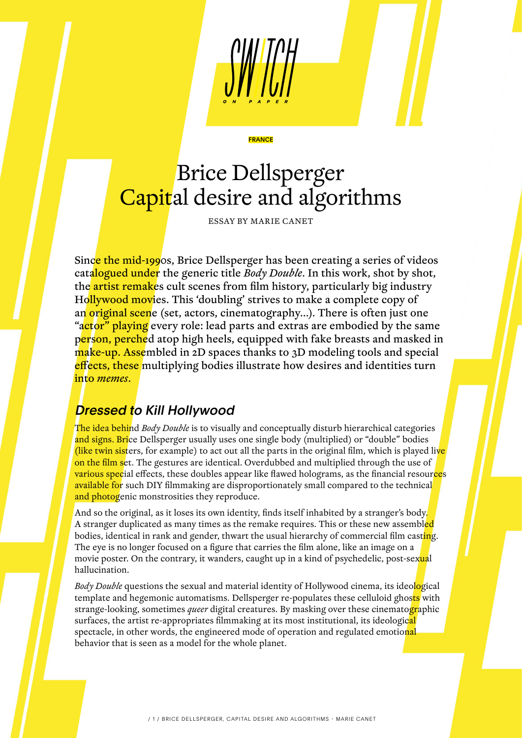FRANCE

# Brice Dellsperger
# Capital desire and algorithms

ESSAY BY MARIE CANET

**Since the mid-1990s, Brice Dellsperger has been creating a series of videos catalogued under the generic title *Body Double*. In this work, shot by shot, the artist remakes cult scenes from film history, particularly big industry Hollywood movies. This 'doubling' strives to make a complete copy of an original scene (set, actors, cinematography…). There is often just one "actor" playing every role: lead parts and extras are embodied by the same person, perched atop high heels, equipped with fake breasts and masked in make-up. Assembled in 2D spaces thanks to 3D modeling tools and special effects, these multiplying bodies illustrate how desires and identities turn into *memes*.**

## *Dressed to Kill Hollywood*

The idea behind *Body Double* is to visually and conceptually disturb hierarchical categories and signs. Brice Dellsperger usually uses one single body (multiplied) or "double" bodies (like twin sisters, for example) to act out all the parts in the original film, which is played live on the film set. The gestures are identical. Overdubbed and multiplied through the use of various special effects, these doubles appear like flawed holograms, as the financial resources available for such DIY filmmaking are disproportionately small compared to the technical and photogenic monstrosities they reproduce.

And so the original, as it loses its own identity, finds itself inhabited by a stranger's body. A stranger duplicated as many times as the remake requires. This or these new assembled bodies, identical in rank and gender, thwart the usual hierarchy of commercial film casting. The eye is no longer focused on a figure that carries the film alone, like an image on a movie poster. On the contrary, it wanders, caught up in a kind of psychedelic, post-sexual hallucination.

*Body Double* questions the sexual and material identity of Hollywood cinema, its ideological template and hegemonic automatisms. Dellsperger re-populates these celluloid ghosts with strange-looking, sometimes *queer* digital creatures. By masking over these cinematographic surfaces, the artist re-appropriates filmmaking at its most institutional, its ideological spectacle, in other words, the engineered mode of operation and regulated emotional behavior that is seen as a model for the whole planet.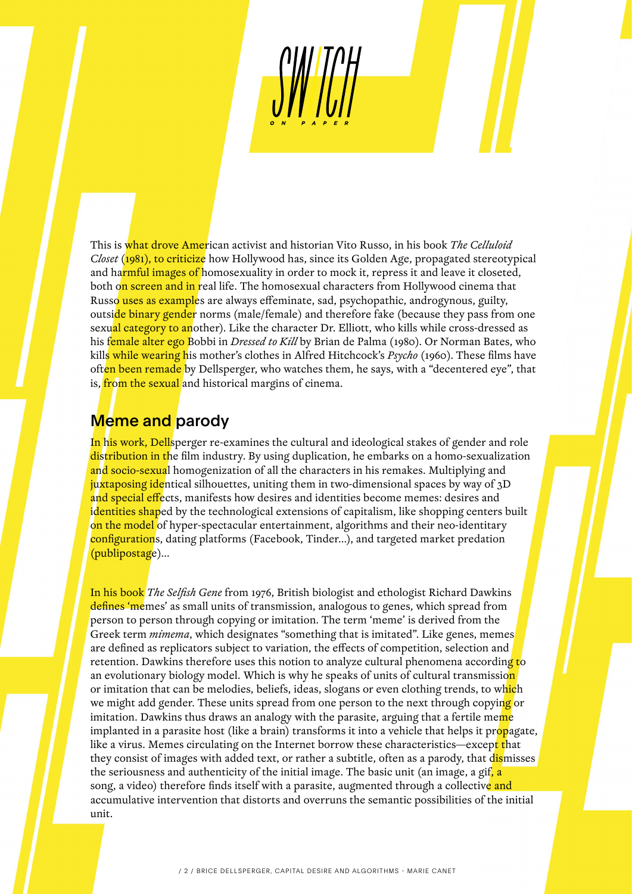This is what drove American activist and historian Vito Russo, in his book *The Celluloid Closet* (1981), to criticize how Hollywood has, since its Golden Age, propagated stereotypical and harmful images of homosexuality in order to mock it, repress it and leave it closeted, both on screen and in real life. The homosexual characters from Hollywood cinema that Russo uses as examples are always effeminate, sad, psychopathic, androgynous, guilty, outside binary gender norms (male/female) and therefore fake (because they pass from one sexual category to another). Like the character Dr. Elliott, who kills while cross-dressed as his female alter ego Bobbi in *Dressed to Kill* by Brian de Palma (1980). Or Norman Bates, who kills while wearing his mother's clothes in Alfred Hitchcock's *Psycho* (1960). These films have often been remade by Dellsperger, who watches them, he says, with a "decentered eye", that is, from the sexual and historical margins of cinema.

## Meme and parody

In his work, Dellsperger re-examines the cultural and ideological stakes of gender and role distribution in the film industry. By using duplication, he embarks on a homo-sexualization and socio-sexual homogenization of all the characters in his remakes. Multiplying and juxtaposing identical silhouettes, uniting them in two-dimensional spaces by way of 3D and special effects, manifests how desires and identities become memes: desires and identities shaped by the technological extensions of capitalism, like shopping centers built on the model of hyper-spectacular entertainment, algorithms and their neo-identitary configurations, dating platforms (Facebook, Tinder...), and targeted market predation (publipostage)...

In his book *The Selfish Gene* from 1976, British biologist and ethologist Richard Dawkins defines 'memes' as small units of transmission, analogous to genes, which spread from person to person through copying or imitation. The term 'meme' is derived from the Greek term *mimema*, which designates "something that is imitated". Like genes, memes are defined as replicators subject to variation, the effects of competition, selection and retention. Dawkins therefore uses this notion to analyze cultural phenomena according to an evolutionary biology model. Which is why he speaks of units of cultural transmission or imitation that can be melodies, beliefs, ideas, slogans or even clothing trends, to which we might add gender. These units spread from one person to the next through copying or imitation. Dawkins thus draws an analogy with the parasite, arguing that a fertile meme implanted in a parasite host (like a brain) transforms it into a vehicle that helps it propagate, like a virus. Memes circulating on the Internet borrow these characteristics—except that they consist of images with added text, or rather a subtitle, often as a parody, that dismisses the seriousness and authenticity of the initial image. The basic unit (an image, a gif, a song, a video) therefore finds itself with a parasite, augmented through a collective and accumulative intervention that distorts and overruns the semantic possibilities of the initial unit.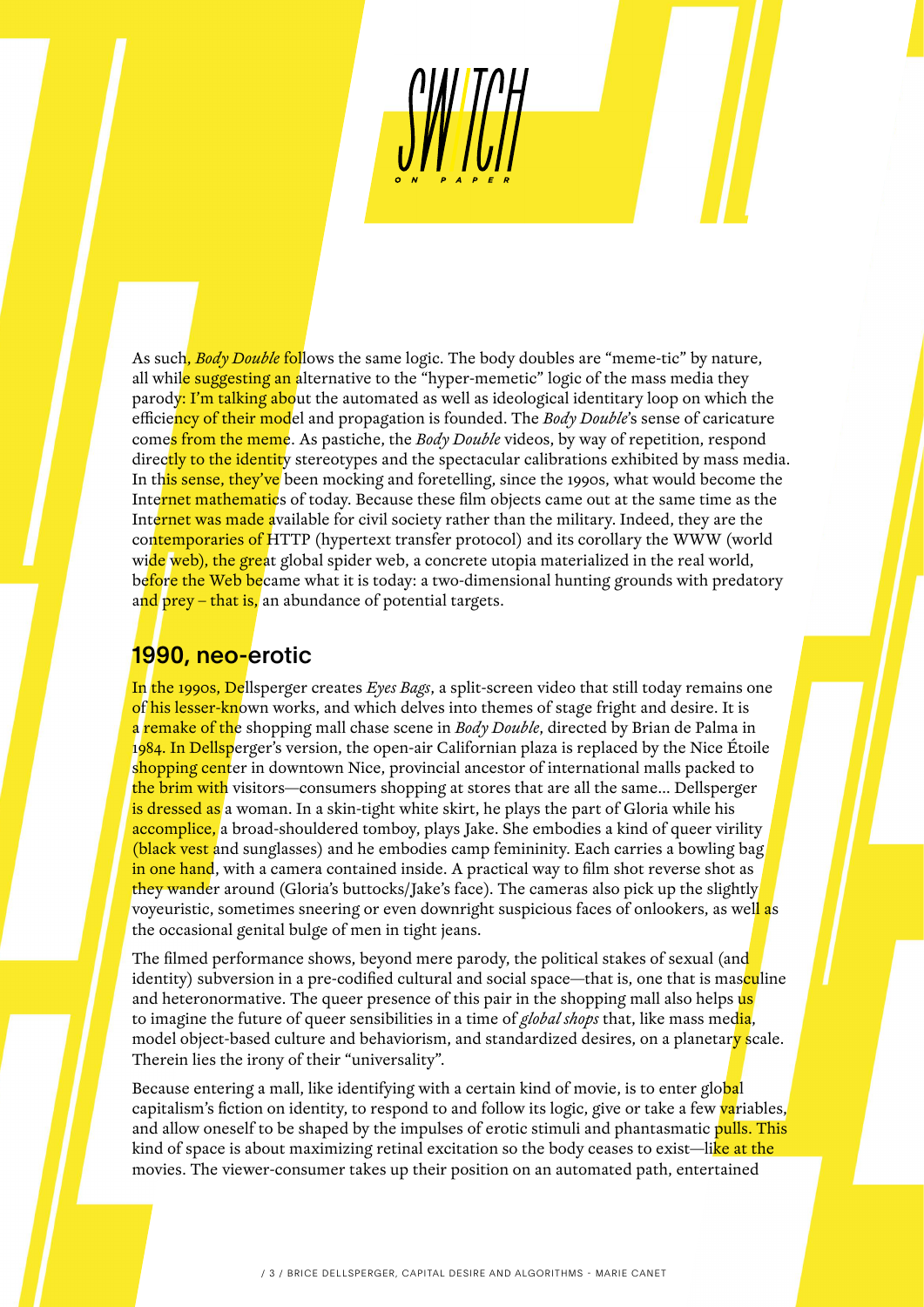As such, *Body Double* follows the same logic. The body doubles are "meme-tic" by nature, all while suggesting an alternative to the "hyper-memetic" logic of the mass media they parody: I'm talking about the automated as well as ideological identitary loop on which the efficiency of their model and propagation is founded. The *Body Double*'s sense of caricature comes from the meme. As pastiche, the *Body Double* videos, by way of repetition, respond directly to the identity stereotypes and the spectacular calibrations exhibited by mass media. In this sense, they've been mocking and foretelling, since the 1990s, what would become the Internet mathematics of today. Because these film objects came out at the same time as the Internet was made available for civil society rather than the military. Indeed, they are the contemporaries of HTTP (hypertext transfer protocol) and its corollary the WWW (world wide web), the great global spider web, a concrete utopia materialized in the real world, before the Web became what it is today: a two-dimensional hunting grounds with predatory and prey – that is, an abundance of potential targets.

## 1990, neo-erotic

In the 1990s, Dellsperger creates *Eyes Bags*, a split-screen video that still today remains one of his lesser-known works, and which delves into themes of stage fright and desire. It is a remake of the shopping mall chase scene in *Body Double*, directed by Brian de Palma in 1984. In Dellsperger's version, the open-air Californian plaza is replaced by the Nice Étoile shopping center in downtown Nice, provincial ancestor of international malls packed to the brim with visitors—consumers shopping at stores that are all the same... Dellsperger is dressed as a woman. In a skin-tight white skirt, he plays the part of Gloria while his accomplice, a broad-shouldered tomboy, plays Jake. She embodies a kind of queer virility (black vest and sunglasses) and he embodies camp femininity. Each carries a bowling bag in one hand, with a camera contained inside. A practical way to film shot reverse shot as they wander around (Gloria's buttocks/Jake's face). The cameras also pick up the slightly voyeuristic, sometimes sneering or even downright suspicious faces of onlookers, as well as the occasional genital bulge of men in tight jeans.

The filmed performance shows, beyond mere parody, the political stakes of sexual (and identity) subversion in a pre-codified cultural and social space—that is, one that is masculine and heteronormative. The queer presence of this pair in the shopping mall also helps us to imagine the future of queer sensibilities in a time of *global shops* that, like mass media, model object-based culture and behaviorism, and standardized desires, on a planetary scale. Therein lies the irony of their "universality".

Because entering a mall, like identifying with a certain kind of movie, is to enter global capitalism's fiction on identity, to respond to and follow its logic, give or take a few variables, and allow oneself to be shaped by the impulses of erotic stimuli and phantasmatic pulls. This kind of space is about maximizing retinal excitation so the body ceases to exist—like at the movies. The viewer-consumer takes up their position on an automated path, entertained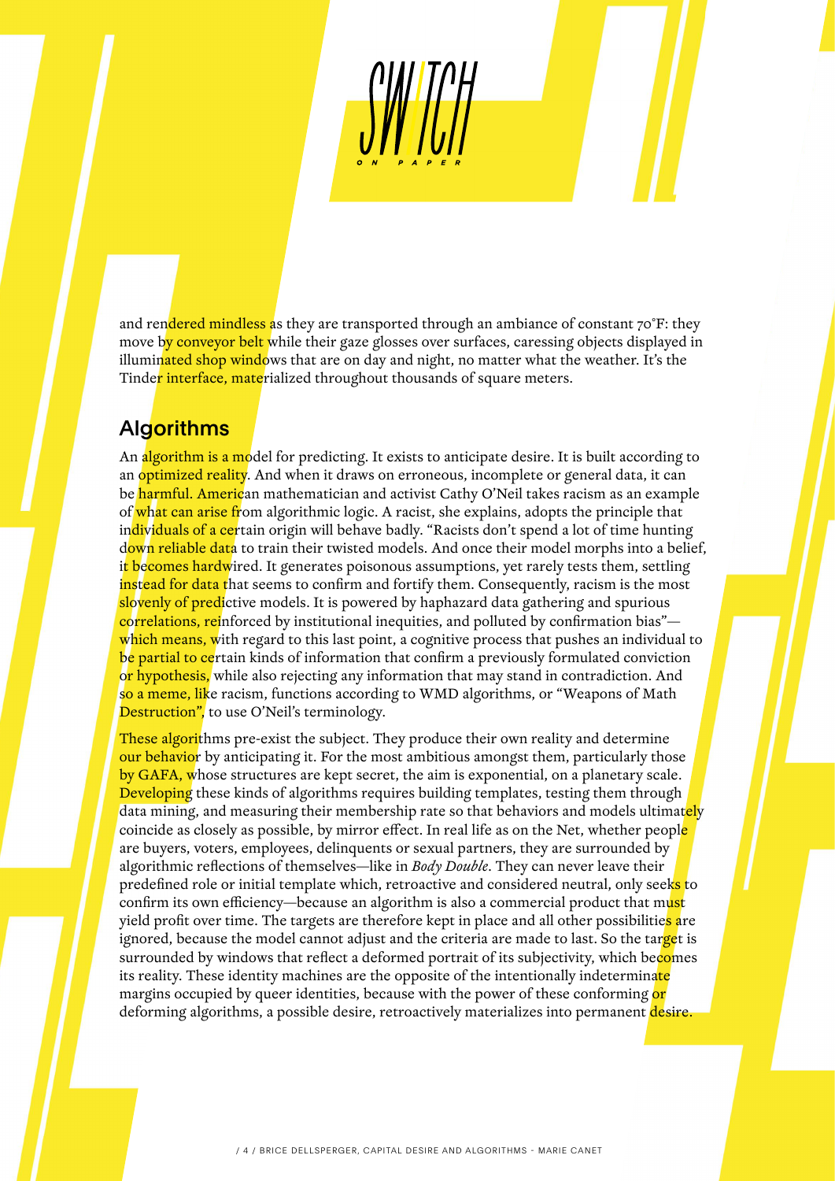and rendered mindless as they are transported through an ambiance of constant 70°F: they move by conveyor belt while their gaze glosses over surfaces, caressing objects displayed in illuminated shop windows that are on day and night, no matter what the weather. It's the Tinder interface, materialized throughout thousands of square meters.

## Algorithms

An algorithm is a model for predicting. It exists to anticipate desire. It is built according to an optimized reality. And when it draws on erroneous, incomplete or general data, it can be harmful. American mathematician and activist Cathy O'Neil takes racism as an example of what can arise from algorithmic logic. A racist, she explains, adopts the principle that individuals of a certain origin will behave badly. "Racists don't spend a lot of time hunting down reliable data to train their twisted models. And once their model morphs into a belief, it becomes hardwired. It generates poisonous assumptions, yet rarely tests them, settling instead for data that seems to confirm and fortify them. Consequently, racism is the most slovenly of predictive models. It is powered by haphazard data gathering and spurious correlations, reinforced by institutional inequities, and polluted by confirmation bias"—which means, with regard to this last point, a cognitive process that pushes an individual to be partial to certain kinds of information that confirm a previously formulated conviction or hypothesis, while also rejecting any information that may stand in contradiction. And so a meme, like racism, functions according to WMD algorithms, or "Weapons of Math Destruction", to use O'Neil's terminology.

These algorithms pre-exist the subject. They produce their own reality and determine our behavior by anticipating it. For the most ambitious amongst them, particularly those by GAFA, whose structures are kept secret, the aim is exponential, on a planetary scale. Developing these kinds of algorithms requires building templates, testing them through data mining, and measuring their membership rate so that behaviors and models ultimately coincide as closely as possible, by mirror effect. In real life as on the Net, whether people are buyers, voters, employees, delinquents or sexual partners, they are surrounded by algorithmic reflections of themselves—like in *Body Double*. They can never leave their predefined role or initial template which, retroactive and considered neutral, only seeks to confirm its own efficiency—because an algorithm is also a commercial product that must yield profit over time. The targets are therefore kept in place and all other possibilities are ignored, because the model cannot adjust and the criteria are made to last. So the target is surrounded by windows that reflect a deformed portrait of its subjectivity, which becomes its reality. These identity machines are the opposite of the intentionally indeterminate margins occupied by queer identities, because with the power of these conforming or deforming algorithms, a possible desire, retroactively materializes into permanent desire.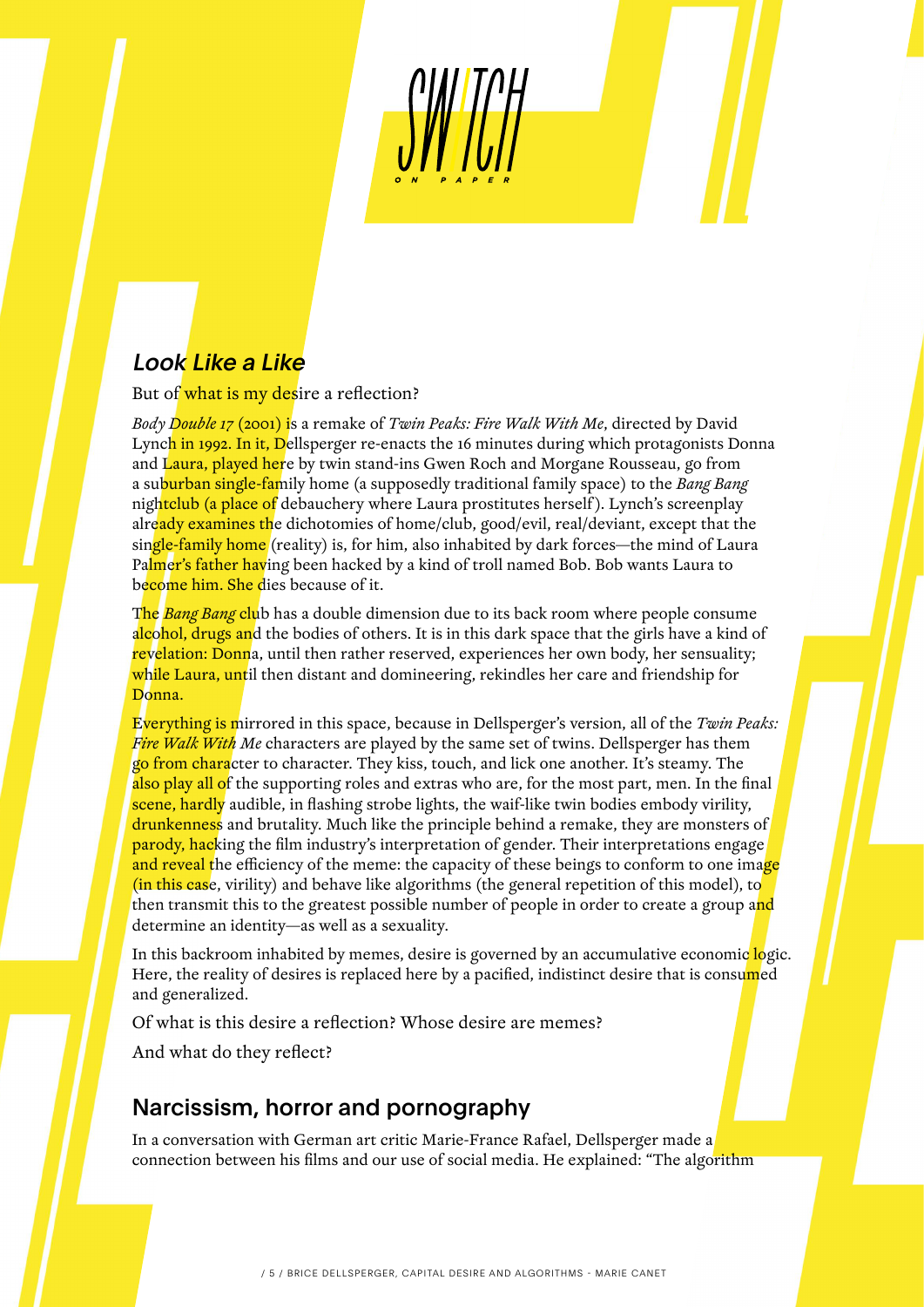## *Look Like a Like*

But of what is my desire a reflection?

*Body Double 17* (2001) is a remake of *Twin Peaks: Fire Walk With Me*, directed by David Lynch in 1992. In it, Dellsperger re-enacts the 16 minutes during which protagonists Donna and Laura, played here by twin stand-ins Gwen Roch and Morgane Rousseau, go from a suburban single-family home (a supposedly traditional family space) to the *Bang Bang* nightclub (a place of debauchery where Laura prostitutes herself). Lynch's screenplay already examines the dichotomies of home/club, good/evil, real/deviant, except that the single-family home (reality) is, for him, also inhabited by dark forces—the mind of Laura Palmer's father having been hacked by a kind of troll named Bob. Bob wants Laura to become him. She dies because of it.

The *Bang Bang* club has a double dimension due to its back room where people consume alcohol, drugs and the bodies of others. It is in this dark space that the girls have a kind of revelation: Donna, until then rather reserved, experiences her own body, her sensuality; while Laura, until then distant and domineering, rekindles her care and friendship for Donna.

Everything is mirrored in this space, because in Dellsperger's version, all of the *Twin Peaks: Fire Walk With Me* characters are played by the same set of twins. Dellsperger has them go from character to character. They kiss, touch, and lick one another. It's steamy. The also play all of the supporting roles and extras who are, for the most part, men. In the final scene, hardly audible, in flashing strobe lights, the waif-like twin bodies embody virility, drunkenness and brutality. Much like the principle behind a remake, they are monsters of parody, hacking the film industry's interpretation of gender. Their interpretations engage and reveal the efficiency of the meme: the capacity of these beings to conform to one image (in this case, virility) and behave like algorithms (the general repetition of this model), to then transmit this to the greatest possible number of people in order to create a group and determine an identity—as well as a sexuality.

In this backroom inhabited by memes, desire is governed by an accumulative economic logic. Here, the reality of desires is replaced here by a pacified, indistinct desire that is consumed and generalized.

Of what is this desire a reflection? Whose desire are memes?

And what do they reflect?

## Narcissism, horror and pornography

In a conversation with German art critic Marie-France Rafael, Dellsperger made a connection between his films and our use of social media. He explained: "The algorithm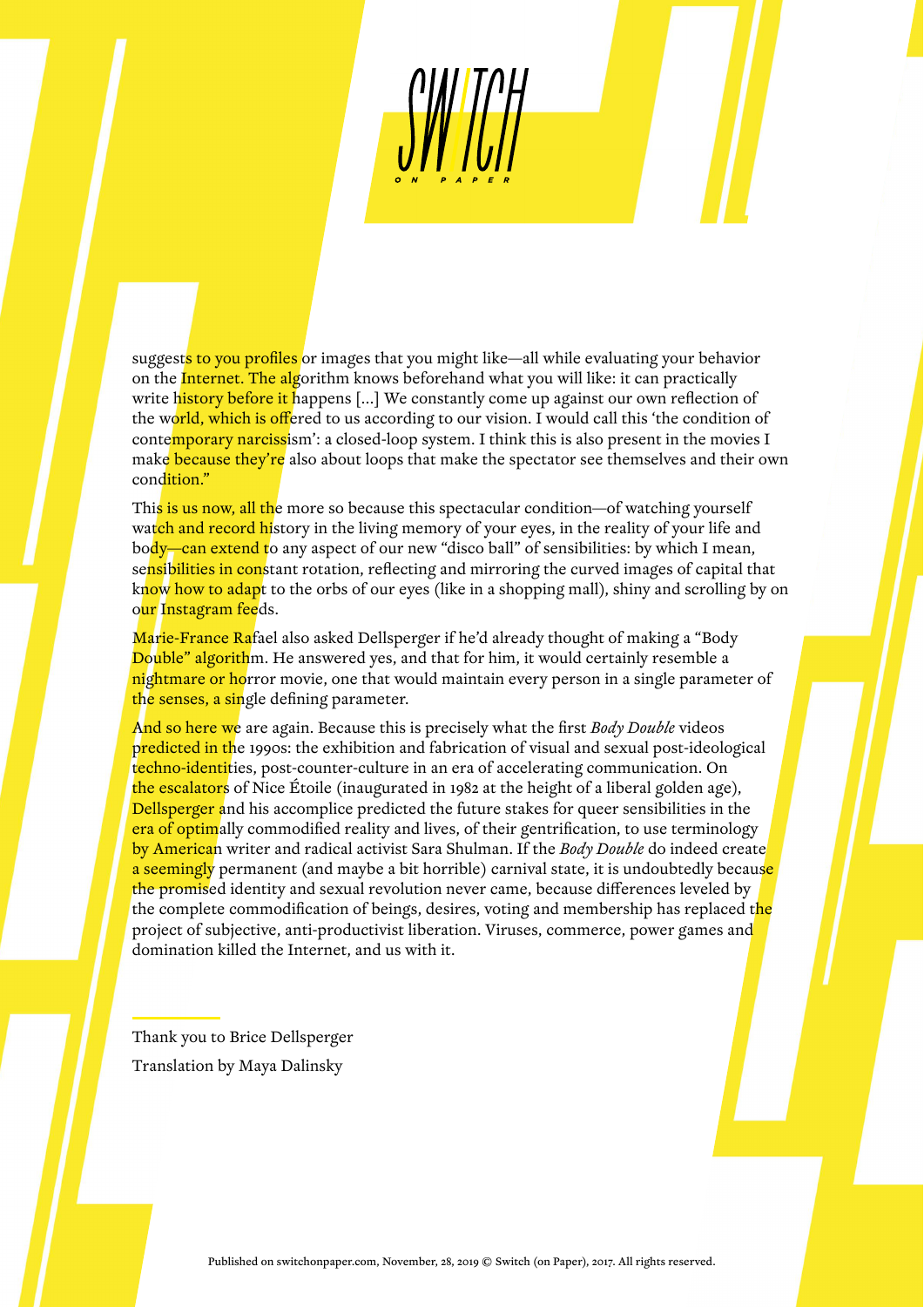suggests to you profiles or images that you might like—all while evaluating your behavior on the Internet. The algorithm knows beforehand what you will like: it can practically write history before it happens [...] We constantly come up against our own reflection of the world, which is offered to us according to our vision. I would call this 'the condition of contemporary narcissism': a closed-loop system. I think this is also present in the movies I make because they're also about loops that make the spectator see themselves and their own condition."

This is us now, all the more so because this spectacular condition—of watching yourself watch and record history in the living memory of your eyes, in the reality of your life and body—can extend to any aspect of our new "disco ball" of sensibilities: by which I mean, sensibilities in constant rotation, reflecting and mirroring the curved images of capital that know how to adapt to the orbs of our eyes (like in a shopping mall), shiny and scrolling by on our Instagram feeds.

Marie-France Rafael also asked Dellsperger if he'd already thought of making a "Body Double" algorithm. He answered yes, and that for him, it would certainly resemble a nightmare or horror movie, one that would maintain every person in a single parameter of the senses, a single defining parameter.

And so here we are again. Because this is precisely what the first *Body Double* videos predicted in the 1990s: the exhibition and fabrication of visual and sexual post-ideological techno-identities, post-counter-culture in an era of accelerating communication. On the escalators of Nice Étoile (inaugurated in 1982 at the height of a liberal golden age), Dellsperger and his accomplice predicted the future stakes for queer sensibilities in the era of optimally commodified reality and lives, of their gentrification, to use terminology by American writer and radical activist Sara Shulman. If the *Body Double* do indeed create a seemingly permanent (and maybe a bit horrible) carnival state, it is undoubtedly because the promised identity and sexual revolution never came, because differences leveled by the complete commodification of beings, desires, voting and membership has replaced the project of subjective, anti-productivist liberation. Viruses, commerce, power games and domination killed the Internet, and us with it.

Thank you to Brice Dellsperger

Translation by Maya Dalinsky

Published on switchonpaper.com, November, 28, 2019 © Switch (on Paper), 2017. All rights reserved.